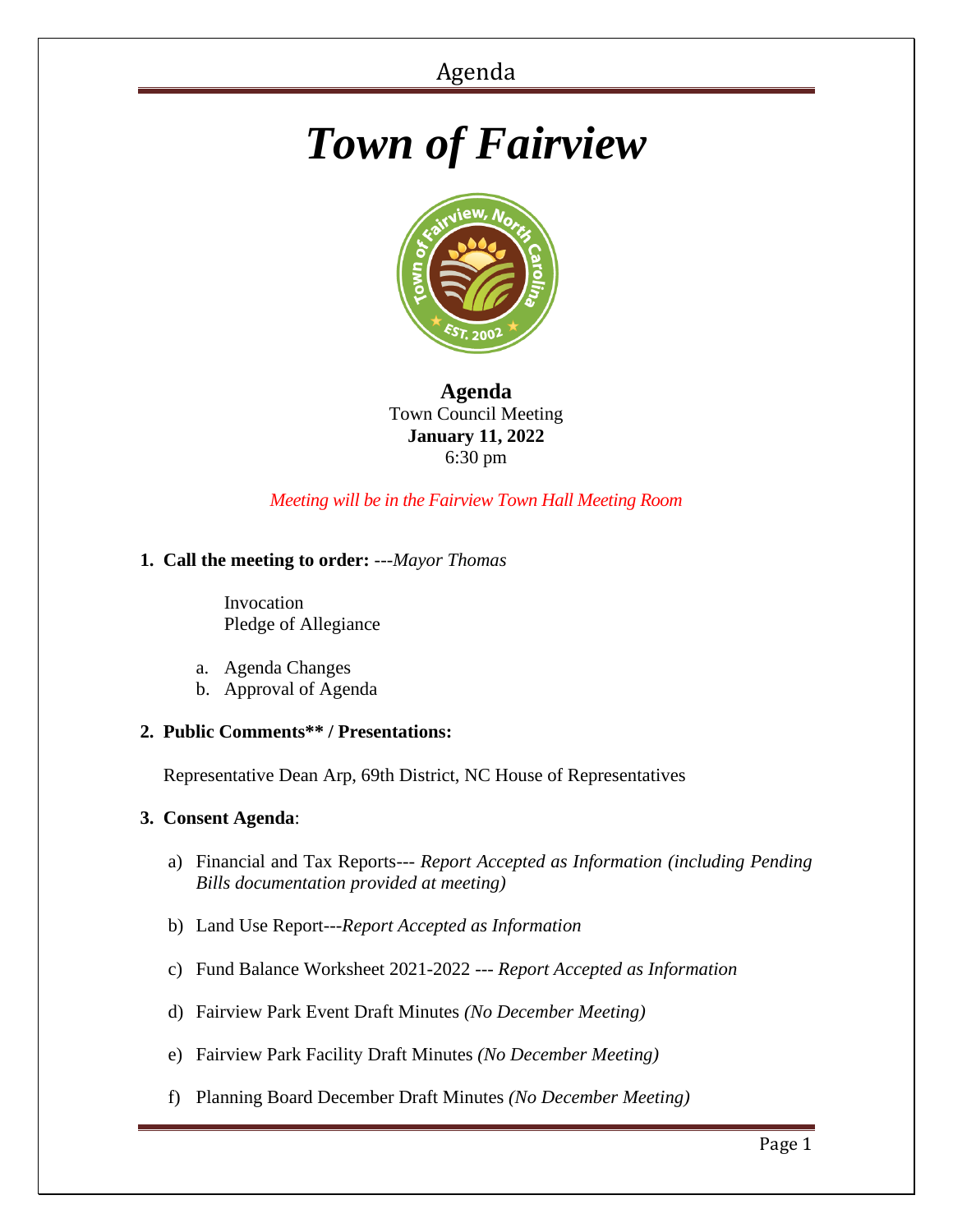# *Town of Fairview*

**Agenda**
Town Council Meeting
**January 11, 2022**
6:30 pm

*Meeting will be in the Fairview Town Hall Meeting Room*

**1. Call the meeting to order:** ---*Mayor Thomas*

Invocation
Pledge of Allegiance

a. Agenda Changes
b. Approval of Agenda

**2. Public Comments** / Presentations:**

Representative Dean Arp, 69th District, NC House of Representatives

**3. Consent Agenda**:

a) Financial and Tax Reports--- *Report Accepted as Information (including Pending Bills documentation provided at meeting)*

b) Land Use Report---*Report Accepted as Information*

c) Fund Balance Worksheet 2021-2022 --- *Report Accepted as Information*

d) Fairview Park Event Draft Minutes *(No December Meeting)*

e) Fairview Park Facility Draft Minutes *(No December Meeting)*

f) Planning Board December Draft Minutes *(No December Meeting)*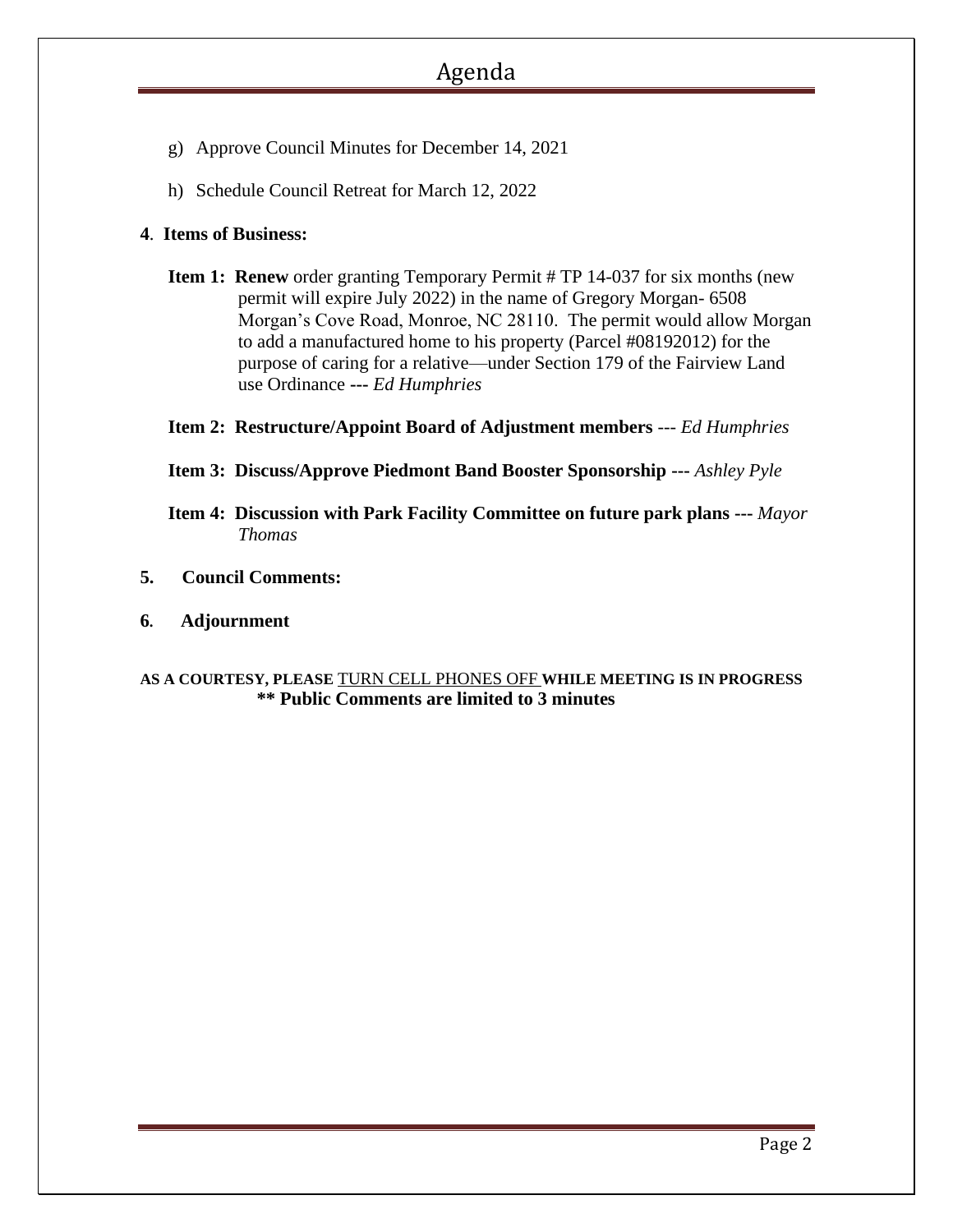# Agenda

g) Approve Council Minutes for December 14, 2021

h) Schedule Council Retreat for March 12, 2022

**4. Items of Business:**

**Item 1: Renew** order granting Temporary Permit # TP 14-037 for six months (new permit will expire July 2022) in the name of Gregory Morgan- 6508 Morgan's Cove Road, Monroe, NC 28110. The permit would allow Morgan to add a manufactured home to his property (Parcel #08192012) for the purpose of caring for a relative—under Section 179 of the Fairview Land use Ordinance **---** *Ed Humphries*

**Item 2: Restructure/Appoint Board of Adjustment members** --- *Ed Humphries*

**Item 3: Discuss/Approve Piedmont Band Booster Sponsorship ---** *Ashley Pyle*

**Item 4: Discussion with Park Facility Committee on future park plans ---** *Mayor Thomas*

**5. Council Comments:**

**6. Adjournment**

**AS A COURTESY, PLEASE** TURN CELL PHONES OFF **WHILE MEETING IS IN PROGRESS**

**** Public Comments are limited to 3 minutes**